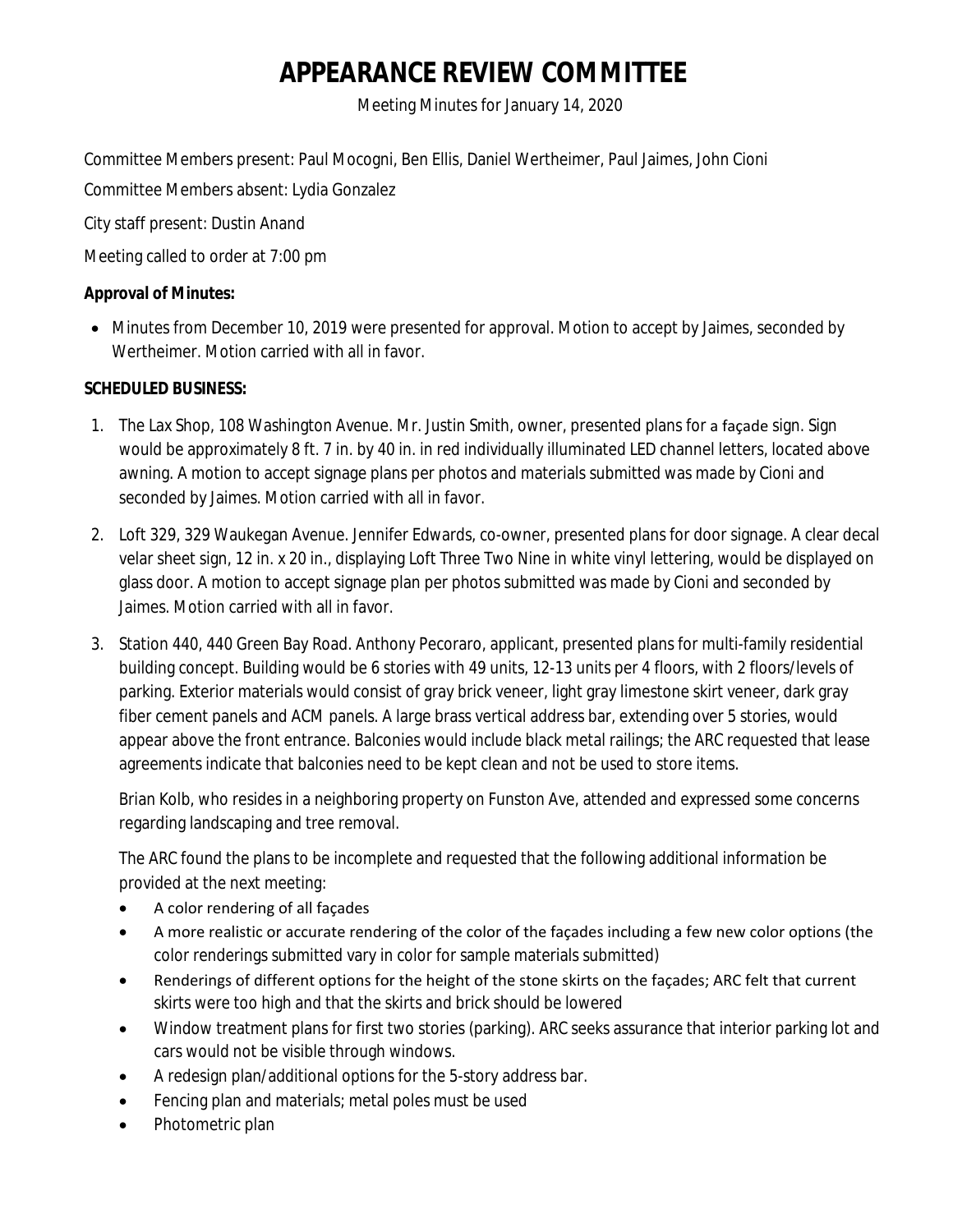# APPEARANCE REVIEW COMMITTEE

Meeting Minutes for January 14, 2020

Committee Members present: Paul Mocogni, Ben Ellis, Daniel Wertheimer, Paul Jaimes, John Cioni

Committee Members absent: Lydia Gonzalez

City staff present: Dustin Anand

Meeting called to order at 7:00 pm

**Approval of Minutes:**

- Minutes from December 10, 2019 were presented for approval. Motion to accept by Jaimes, seconded by Wertheimer. Motion carried with all in favor.

**SCHEDULED BUSINESS:**

1. The Lax Shop, 108 Washington Avenue. Mr. Justin Smith, owner, presented plans for a façade sign. Sign would be approximately 8 ft. 7 in. by 40 in. in red individually illuminated LED channel letters, located above awning. A motion to accept signage plans per photos and materials submitted was made by Cioni and seconded by Jaimes. Motion carried with all in favor.

2. Loft 329, 329 Waukegan Avenue. Jennifer Edwards, co-owner, presented plans for door signage. A clear decal velar sheet sign, 12 in. x 20 in., displaying Loft Three Two Nine in white vinyl lettering, would be displayed on glass door. A motion to accept signage plan per photos submitted was made by Cioni and seconded by Jaimes. Motion carried with all in favor.

3. Station 440, 440 Green Bay Road. Anthony Pecoraro, applicant, presented plans for multi-family residential building concept. Building would be 6 stories with 49 units, 12-13 units per 4 floors, with 2 floors/levels of parking. Exterior materials would consist of gray brick veneer, light gray limestone skirt veneer, dark gray fiber cement panels and ACM panels. A large brass vertical address bar, extending over 5 stories, would appear above the front entrance. Balconies would include black metal railings; the ARC requested that lease agreements indicate that balconies need to be kept clean and not be used to store items.

   Brian Kolb, who resides in a neighboring property on Funston Ave, attended and expressed some concerns regarding landscaping and tree removal.

   The ARC found the plans to be incomplete and requested that the following additional information be provided at the next meeting:

   - A color rendering of all façades
   - A more realistic or accurate rendering of the color of the façades including a few new color options (the color renderings submitted vary in color for sample materials submitted)
   - Renderings of different options for the height of the stone skirts on the façades; ARC felt that current skirts were too high and that the skirts and brick should be lowered
   - Window treatment plans for first two stories (parking). ARC seeks assurance that interior parking lot and cars would not be visible through windows.
   - A redesign plan/additional options for the 5-story address bar.
   - Fencing plan and materials; metal poles must be used
   - Photometric plan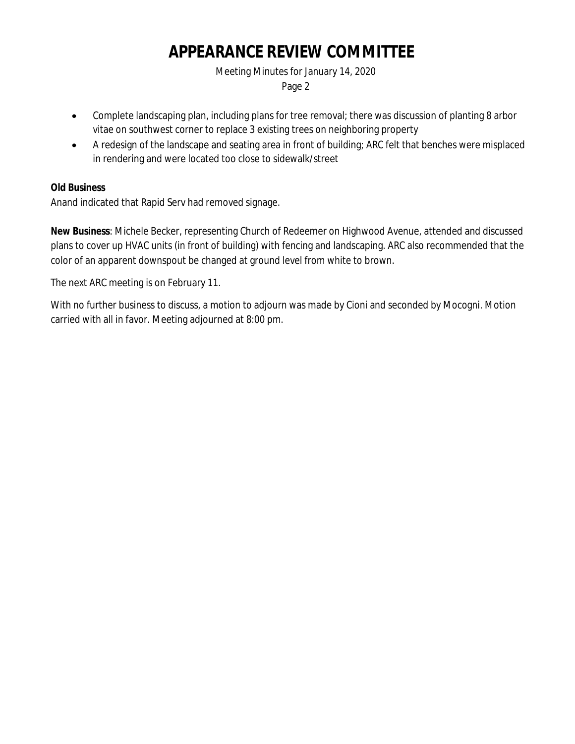- Complete landscaping plan, including plans for tree removal; there was discussion of planting 8 arbor vitae on southwest corner to replace 3 existing trees on neighboring property
- A redesign of the landscape and seating area in front of building; ARC felt that benches were misplaced in rendering and were located too close to sidewalk/street

**Old Business**

Anand indicated that Rapid Serv had removed signage.

**New Business**: Michele Becker, representing Church of Redeemer on Highwood Avenue, attended and discussed plans to cover up HVAC units (in front of building) with fencing and landscaping. ARC also recommended that the color of an apparent downspout be changed at ground level from white to brown.

The next ARC meeting is on February 11.

With no further business to discuss, a motion to adjourn was made by Cioni and seconded by Mocogni. Motion carried with all in favor. Meeting adjourned at 8:00 pm.